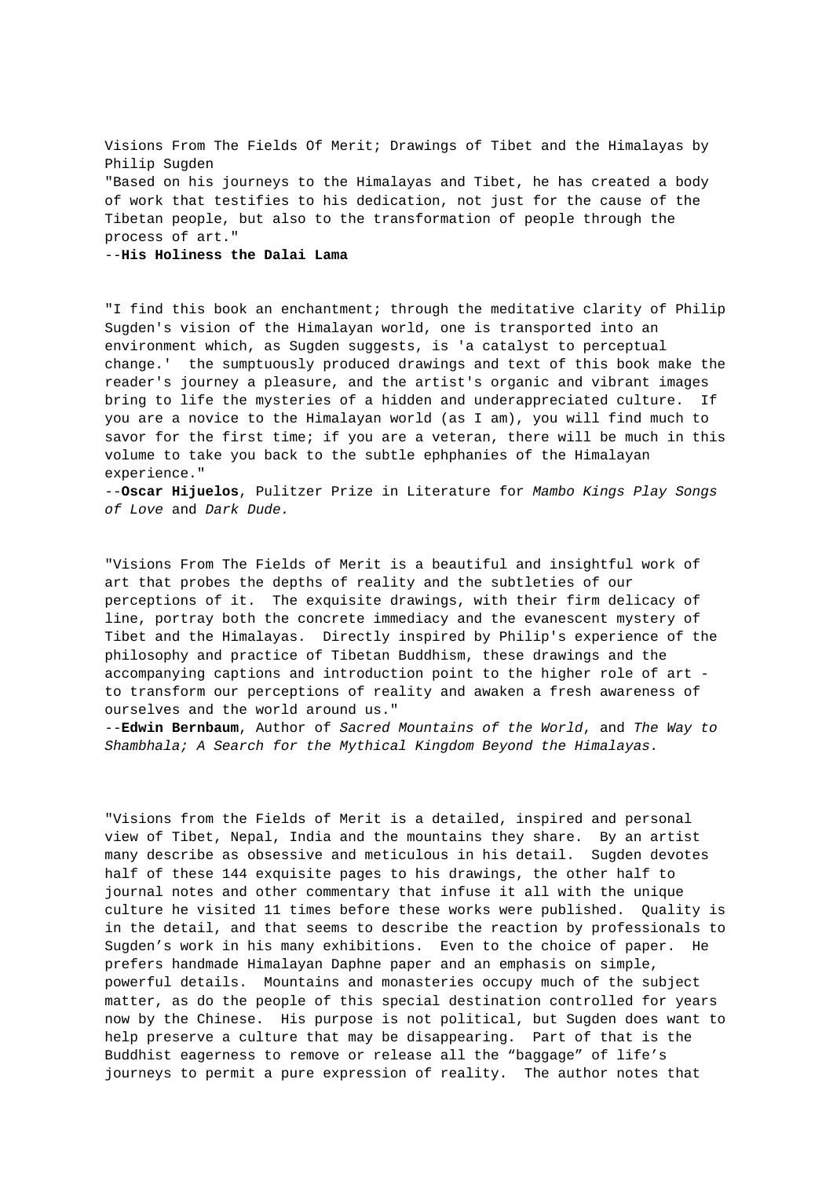Visions From The Fields Of Merit; Drawings of Tibet and the Himalayas by Philip Sugden

"Based on his journeys to the Himalayas and Tibet, he has created a body of work that testifies to his dedication, not just for the cause of the Tibetan people, but also to the transformation of people through the process of art."

--**His Holiness the Dalai Lama**

"I find this book an enchantment; through the meditative clarity of Philip Sugden's vision of the Himalayan world, one is transported into an environment which, as Sugden suggests, is 'a catalyst to perceptual change.' the sumptuously produced drawings and text of this book make the reader's journey a pleasure, and the artist's organic and vibrant images bring to life the mysteries of a hidden and underappreciated culture. If you are a novice to the Himalayan world (as I am), you will find much to savor for the first time; if you are a veteran, there will be much in this volume to take you back to the subtle ephphanies of the Himalayan experience."

--**Oscar Hijuelos**, Pulitzer Prize in Literature for *Mambo Kings Play Songs of Love* and *Dark Dude.*

"Visions From The Fields of Merit is a beautiful and insightful work of art that probes the depths of reality and the subtleties of our perceptions of it. The exquisite drawings, with their firm delicacy of line, portray both the concrete immediacy and the evanescent mystery of Tibet and the Himalayas. Directly inspired by Philip's experience of the philosophy and practice of Tibetan Buddhism, these drawings and the accompanying captions and introduction point to the higher role of art - to transform our perceptions of reality and awaken a fresh awareness of ourselves and the world around us."

--**Edwin Bernbaum**, Author of *Sacred Mountains of the World*, and *The Way to Shambhala; A Search for the Mythical Kingdom Beyond the Himalayas.*

"Visions from the Fields of Merit is a detailed, inspired and personal view of Tibet, Nepal, India and the mountains they share. By an artist many describe as obsessive and meticulous in his detail. Sugden devotes half of these 144 exquisite pages to his drawings, the other half to journal notes and other commentary that infuse it all with the unique culture he visited 11 times before these works were published. Quality is in the detail, and that seems to describe the reaction by professionals to Sugden's work in his many exhibitions. Even to the choice of paper. He prefers handmade Himalayan Daphne paper and an emphasis on simple, powerful details. Mountains and monasteries occupy much of the subject matter, as do the people of this special destination controlled for years now by the Chinese. His purpose is not political, but Sugden does want to help preserve a culture that may be disappearing. Part of that is the Buddhist eagerness to remove or release all the "baggage" of life's journeys to permit a pure expression of reality. The author notes that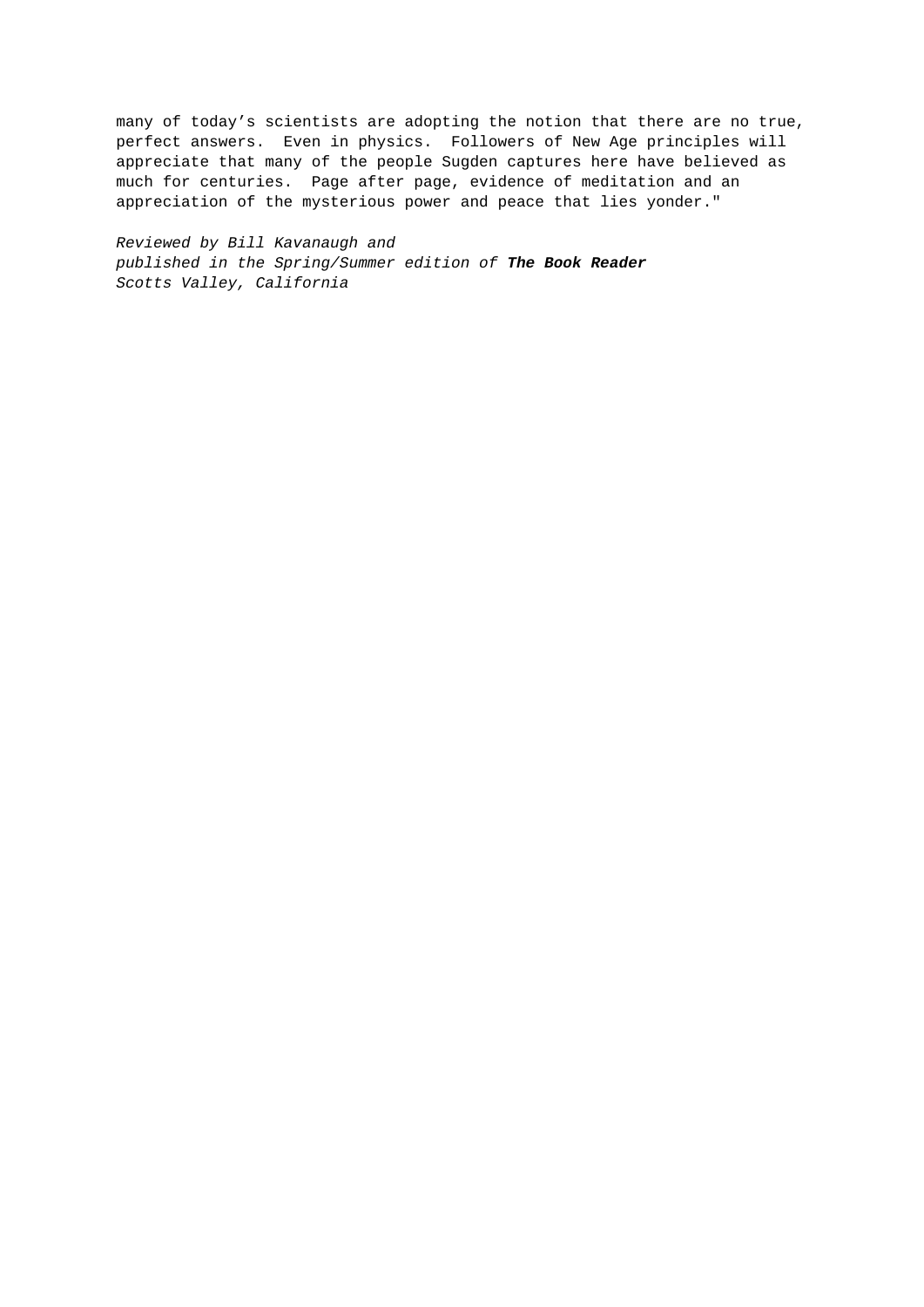many of today's scientists are adopting the notion that there are no true, perfect answers. Even in physics. Followers of New Age principles will appreciate that many of the people Sugden captures here have believed as much for centuries. Page after page, evidence of meditation and an appreciation of the mysterious power and peace that lies yonder."

*Reviewed by Bill Kavanaugh and*
*published in the Spring/Summer edition of* ***The Book Reader***
*Scotts Valley, California*